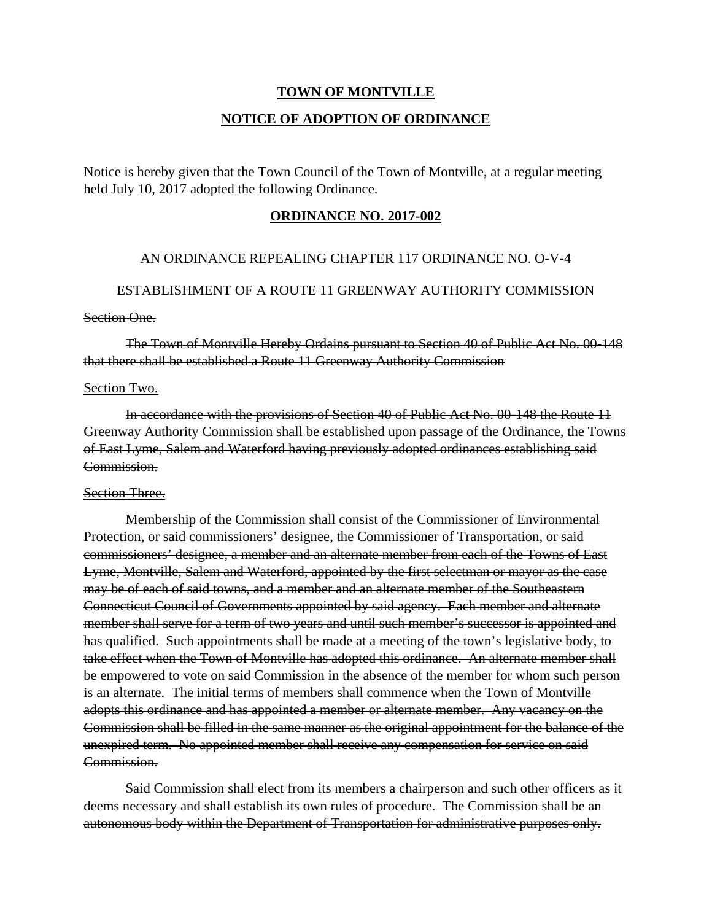**TOWN OF MONTVILLE**

**NOTICE OF ADOPTION OF ORDINANCE**

Notice is hereby given that the Town Council of the Town of Montville, at a regular meeting held July 10, 2017 adopted the following Ordinance.

**ORDINANCE NO. 2017-002**

AN ORDINANCE REPEALING CHAPTER 117 ORDINANCE NO. O-V-4

ESTABLISHMENT OF A ROUTE 11 GREENWAY AUTHORITY COMMISSION

~~Section One.~~

~~The Town of Montville Hereby Ordains pursuant to Section 40 of Public Act No. 00-148 that there shall be established a Route 11 Greenway Authority Commission~~

~~Section Two.~~

~~In accordance with the provisions of Section 40 of Public Act No. 00-148 the Route 11 Greenway Authority Commission shall be established upon passage of the Ordinance, the Towns of East Lyme, Salem and Waterford having previously adopted ordinances establishing said Commission.~~

~~Section Three.~~

~~Membership of the Commission shall consist of the Commissioner of Environmental Protection, or said commissioners' designee, the Commissioner of Transportation, or said commissioners' designee, a member and an alternate member from each of the Towns of East Lyme, Montville, Salem and Waterford, appointed by the first selectman or mayor as the case may be of each of said towns, and a member and an alternate member of the Southeastern Connecticut Council of Governments appointed by said agency. Each member and alternate member shall serve for a term of two years and until such member's successor is appointed and has qualified. Such appointments shall be made at a meeting of the town's legislative body, to take effect when the Town of Montville has adopted this ordinance. An alternate member shall be empowered to vote on said Commission in the absence of the member for whom such person is an alternate. The initial terms of members shall commence when the Town of Montville adopts this ordinance and has appointed a member or alternate member. Any vacancy on the Commission shall be filled in the same manner as the original appointment for the balance of the unexpired term. No appointed member shall receive any compensation for service on said Commission.~~

~~Said Commission shall elect from its members a chairperson and such other officers as it deems necessary and shall establish its own rules of procedure. The Commission shall be an autonomous body within the Department of Transportation for administrative purposes only.~~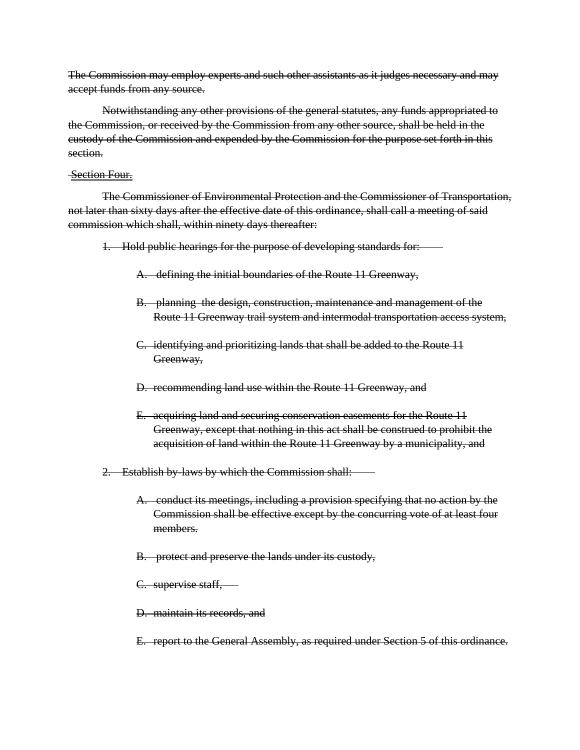~~The Commission may employ experts and such other assistants as it judges necessary and may accept funds from any source.~~

~~Notwithstanding any other provisions of the general statutes, any funds appropriated to the Commission, or received by the Commission from any other source, shall be held in the custody of the Commission and expended by the Commission for the purpose set forth in this section.~~

Section Four.

~~The Commissioner of Environmental Protection and the Commissioner of Transportation, not later than sixty days after the effective date of this ordinance, shall call a meeting of said commission which shall, within ninety days thereafter:~~

1. ~~Hold public hearings for the purpose of developing standards for:~~

    A. ~~defining the initial boundaries of the Route 11 Greenway,~~

    B. ~~planning the design, construction, maintenance and management of the Route 11 Greenway trail system and intermodal transportation access system,~~

    C. ~~identifying and prioritizing lands that shall be added to the Route 11 Greenway,~~

    D. ~~recommending land use within the Route 11 Greenway, and~~

    E. ~~acquiring land and securing conservation easements for the Route 11 Greenway, except that nothing in this act shall be construed to prohibit the acquisition of land within the Route 11 Greenway by a municipality, and~~

2. ~~Establish by-laws by which the Commission shall:~~

    A. ~~conduct its meetings, including a provision specifying that no action by the Commission shall be effective except by the concurring vote of at least four members.~~

    B. ~~protect and preserve the lands under its custody,~~

    C. ~~supervise staff,~~

    D. ~~maintain its records, and~~

    E. ~~report to the General Assembly, as required under Section 5 of this ordinance.~~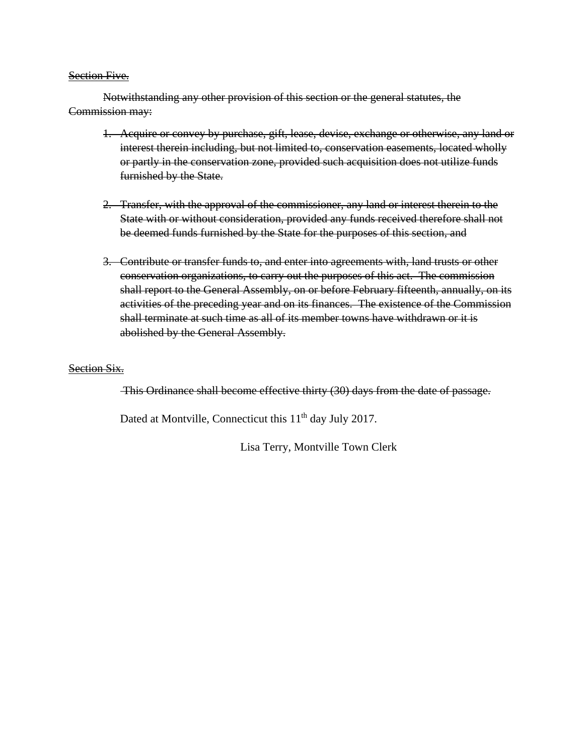~~Section Five.~~

~~Notwithstanding any other provision of this section or the general statutes, the Commission may:~~

1. ~~Acquire or convey by purchase, gift, lease, devise, exchange or otherwise, any land or interest therein including, but not limited to, conservation easements, located wholly or partly in the conservation zone, provided such acquisition does not utilize funds furnished by the State.~~

2. ~~Transfer, with the approval of the commissioner, any land or interest therein to the State with or without consideration, provided any funds received therefore shall not be deemed funds furnished by the State for the purposes of this section, and~~

3. ~~Contribute or transfer funds to, and enter into agreements with, land trusts or other conservation organizations, to carry out the purposes of this act. The commission shall report to the General Assembly, on or before February fifteenth, annually, on its activities of the preceding year and on its finances. The existence of the Commission shall terminate at such time as all of its member towns have withdrawn or it is abolished by the General Assembly.~~

~~Section Six.~~

~~This Ordinance shall become effective thirty (30) days from the date of passage.~~

Dated at Montville, Connecticut this 11th day July 2017.

Lisa Terry, Montville Town Clerk